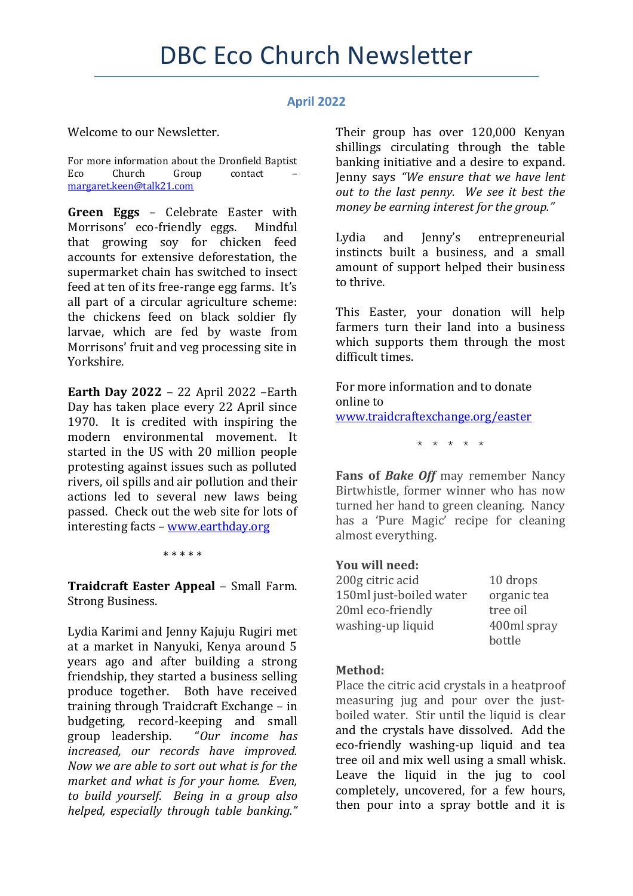# DBC Eco Church Newsletter

## April 2022

Welcome to our Newsletter.

For more information about the Dronfield Baptist Eco Church Group contact – margaret.keen@talk21.com

**Green Eggs** – Celebrate Easter with Morrisons' eco-friendly eggs. Mindful that growing soy for chicken feed accounts for extensive deforestation, the supermarket chain has switched to insect feed at ten of its free-range egg farms. It's all part of a circular agriculture scheme: the chickens feed on black soldier fly larvae, which are fed by waste from Morrisons' fruit and veg processing site in Yorkshire.

**Earth Day 2022** – 22 April 2022 –Earth Day has taken place every 22 April since 1970. It is credited with inspiring the modern environmental movement. It started in the US with 20 million people protesting against issues such as polluted rivers, oil spills and air pollution and their actions led to several new laws being passed. Check out the web site for lots of interesting facts – www.earthday.org

\* \* \* \* \*

**Traidcraft Easter Appeal** – Small Farm. Strong Business.

Lydia Karimi and Jenny Kajuju Rugiri met at a market in Nanyuki, Kenya around 5 years ago and after building a strong friendship, they started a business selling produce together. Both have received training through Traidcraft Exchange – in budgeting, record-keeping and small group leadership. *"Our income has increased, our records have improved. Now we are able to sort out what is for the market and what is for your home. Even, to build yourself. Being in a group also helped, especially through table banking."*

Their group has over 120,000 Kenyan shillings circulating through the table banking initiative and a desire to expand. Jenny says *"We ensure that we have lent out to the last penny. We see it best the money be earning interest for the group."*

Lydia and Jenny's entrepreneurial instincts built a business, and a small amount of support helped their business to thrive.

This Easter, your donation will help farmers turn their land into a business which supports them through the most difficult times.

For more information and to donate online to www.traidcraftexchange.org/easter

\* \* \* \* \*

**Fans of *Bake Off*** may remember Nancy Birtwhistle, former winner who has now turned her hand to green cleaning. Nancy has a 'Pure Magic' recipe for cleaning almost everything.

**You will need:**

- 200g citric acid
- 150ml just-boiled water
- 20ml eco-friendly washing-up liquid
- 10 drops organic tea tree oil
- 400ml spray bottle

**Method:**

Place the citric acid crystals in a heatproof measuring jug and pour over the just-boiled water. Stir until the liquid is clear and the crystals have dissolved. Add the eco-friendly washing-up liquid and tea tree oil and mix well using a small whisk. Leave the liquid in the jug to cool completely, uncovered, for a few hours, then pour into a spray bottle and it is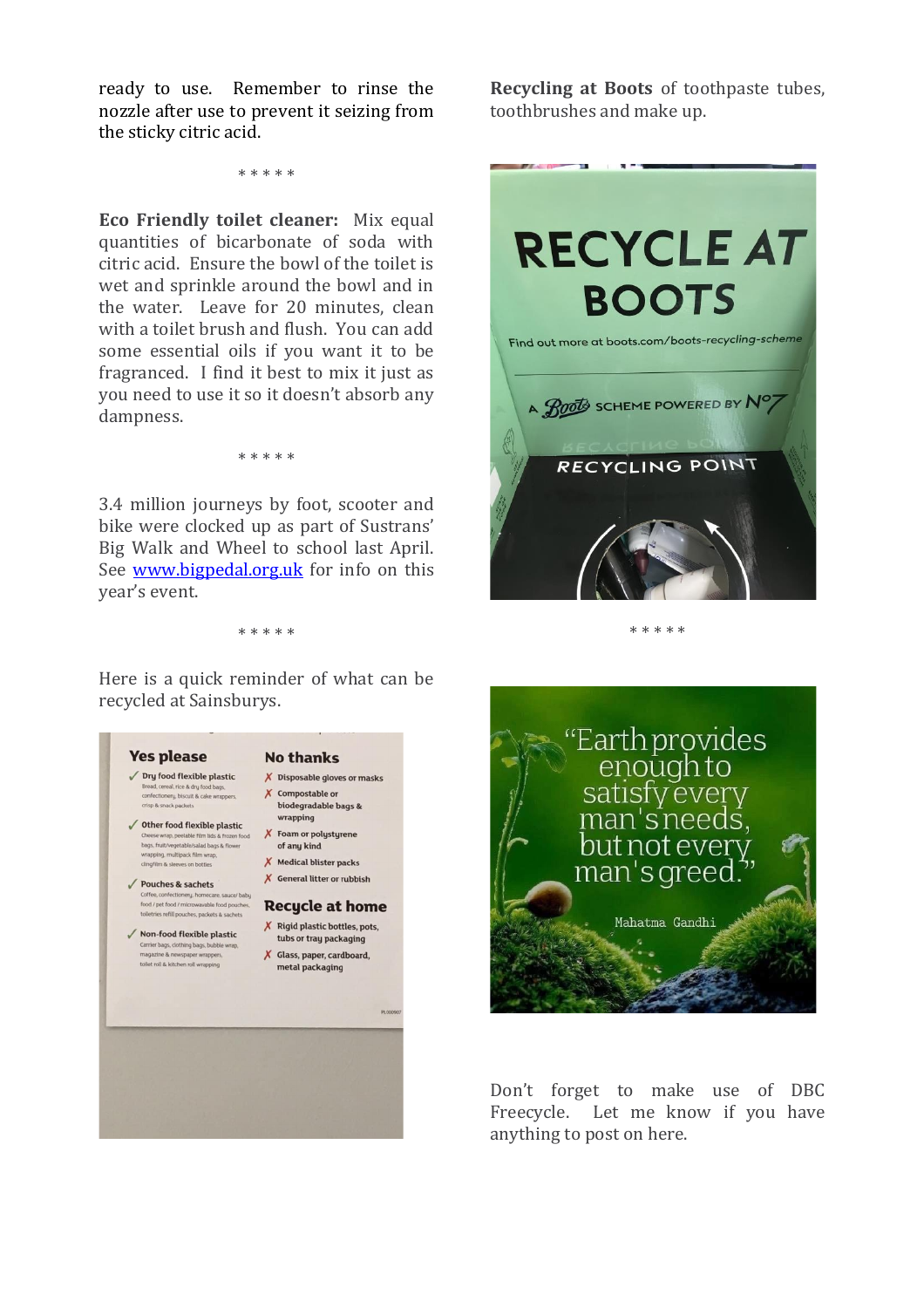ready to use. Remember to rinse the nozzle after use to prevent it seizing from the sticky citric acid.

\* \* \* \* \*

**Eco Friendly toilet cleaner:** Mix equal quantities of bicarbonate of soda with citric acid. Ensure the bowl of the toilet is wet and sprinkle around the bowl and in the water. Leave for 20 minutes, clean with a toilet brush and flush. You can add some essential oils if you want it to be fragranced. I find it best to mix it just as you need to use it so it doesn't absorb any dampness.

\* \* \* \* \*

3.4 million journeys by foot, scooter and bike were clocked up as part of Sustrans' Big Walk and Wheel to school last April. See [www.bigpedal.org.uk](http://www.bigpedal.org.uk) for info on this year's event.

\* \* \* \* \*

Here is a quick reminder of what can be recycled at Sainsburys.

**Yes please**

- ✓ Dry food flexible plastic – Bread, cereal, rice & dry food bags, confectionery, biscuit & cake wrappers, crisp & snack packets
- ✓ Other food flexible plastic – Cheese wrap, peelable film lids & frozen food bags, fruit/vegetable/salad bags & flower wrapping, multipack film wrap, clingfilm & sleeves on bottles
- ✓ Pouches & sachets – Coffee, confectionery, homecare, sauce/ baby food / pet food / microwavable food pouches, toiletries refill pouches, packets & sachets
- ✓ Non-food flexible plastic – Carrier bags, clothing bags, bubble wrap, magazine & newspaper wrappers, toilet roll & kitchen roll wrapping

**No thanks**

- ✗ Disposable gloves or masks
- ✗ Compostable or biodegradable bags & wrapping
- ✗ Foam or polystyrene of any kind
- ✗ Medical blister packs
- ✗ General litter or rubbish

**Recycle at home**

- ✗ Rigid plastic bottles, pots, tubs or tray packaging
- ✗ Glass, paper, cardboard, metal packaging

**Recycling at Boots** of toothpaste tubes, toothbrushes and make up.

RECYCLE AT BOOTS

Find out more at boots.com/boots-recycling-scheme

A Boots SCHEME POWERED BY No7

RECYCLING POINT

\* \* \* \* \*

"Earth provides enough to satisfy every man's needs, but not every man's greed."

Mahatma Gandhi

Don't forget to make use of DBC Freecycle. Let me know if you have anything to post on here.